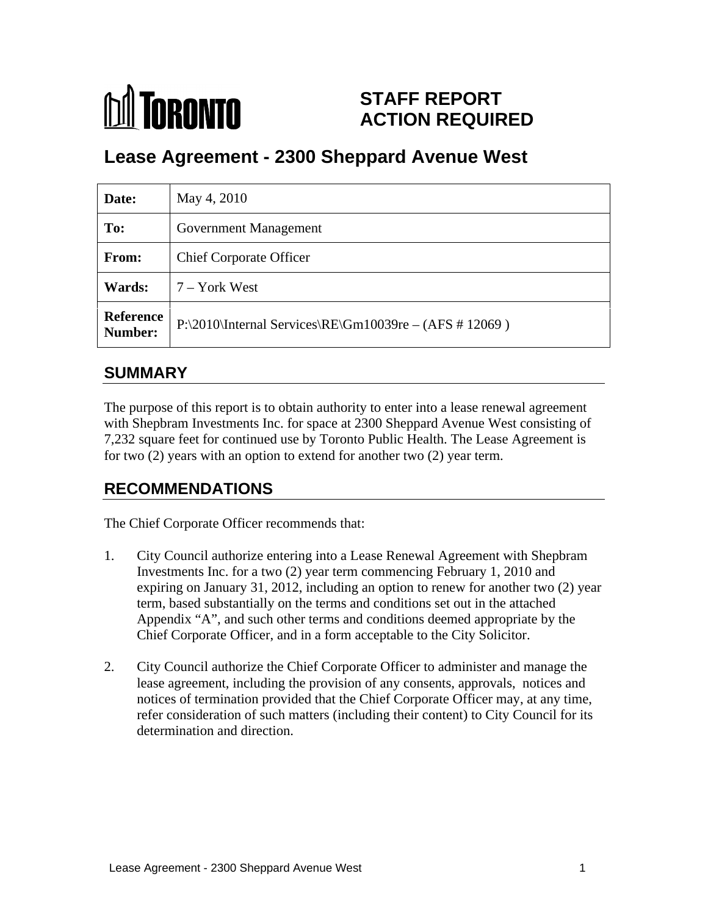TORONTO

# STAFF REPORT ACTION REQUIRED

## Lease Agreement - 2300 Sheppard Avenue West

| | |
|---|---|
| **Date:** | May 4, 2010 |
| **To:** | Government Management |
| **From:** | Chief Corporate Officer |
| **Wards:** | 7 – York West |
| **Reference Number:** | P:\2010\Internal Services\RE\Gm10039re – (AFS # 12069 ) |

## SUMMARY

The purpose of this report is to obtain authority to enter into a lease renewal agreement with Shepbram Investments Inc. for space at 2300 Sheppard Avenue West consisting of 7,232 square feet for continued use by Toronto Public Health. The Lease Agreement is for two (2) years with an option to extend for another two (2) year term.

## RECOMMENDATIONS

The Chief Corporate Officer recommends that:

1. City Council authorize entering into a Lease Renewal Agreement with Shepbram Investments Inc. for a two (2) year term commencing February 1, 2010 and expiring on January 31, 2012, including an option to renew for another two (2) year term, based substantially on the terms and conditions set out in the attached Appendix "A", and such other terms and conditions deemed appropriate by the Chief Corporate Officer, and in a form acceptable to the City Solicitor.

2. City Council authorize the Chief Corporate Officer to administer and manage the lease agreement, including the provision of any consents, approvals, notices and notices of termination provided that the Chief Corporate Officer may, at any time, refer consideration of such matters (including their content) to City Council for its determination and direction.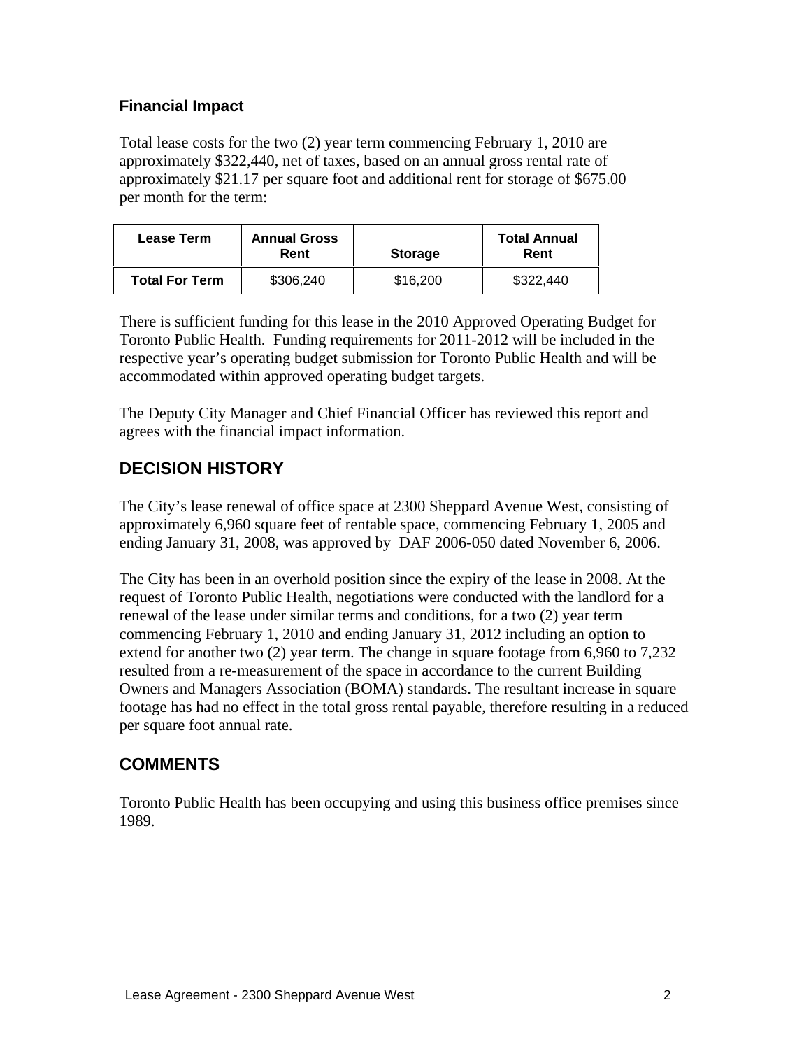### Financial Impact

Total lease costs for the two (2) year term commencing February 1, 2010 are approximately $322,440, net of taxes, based on an annual gross rental rate of approximately $21.17 per square foot and additional rent for storage of $675.00 per month for the term:

| Lease Term | Annual Gross Rent | Storage | Total Annual Rent |
|---|---|---|---|
| **Total For Term** | $306,240 | $16,200 | $322,440 |

There is sufficient funding for this lease in the 2010 Approved Operating Budget for Toronto Public Health. Funding requirements for 2011-2012 will be included in the respective year's operating budget submission for Toronto Public Health and will be accommodated within approved operating budget targets.

The Deputy City Manager and Chief Financial Officer has reviewed this report and agrees with the financial impact information.

## DECISION HISTORY

The City's lease renewal of office space at 2300 Sheppard Avenue West, consisting of approximately 6,960 square feet of rentable space, commencing February 1, 2005 and ending January 31, 2008, was approved by DAF 2006-050 dated November 6, 2006.

The City has been in an overhold position since the expiry of the lease in 2008. At the request of Toronto Public Health, negotiations were conducted with the landlord for a renewal of the lease under similar terms and conditions, for a two (2) year term commencing February 1, 2010 and ending January 31, 2012 including an option to extend for another two (2) year term. The change in square footage from 6,960 to 7,232 resulted from a re-measurement of the space in accordance to the current Building Owners and Managers Association (BOMA) standards. The resultant increase in square footage has had no effect in the total gross rental payable, therefore resulting in a reduced per square foot annual rate.

## COMMENTS

Toronto Public Health has been occupying and using this business office premises since 1989.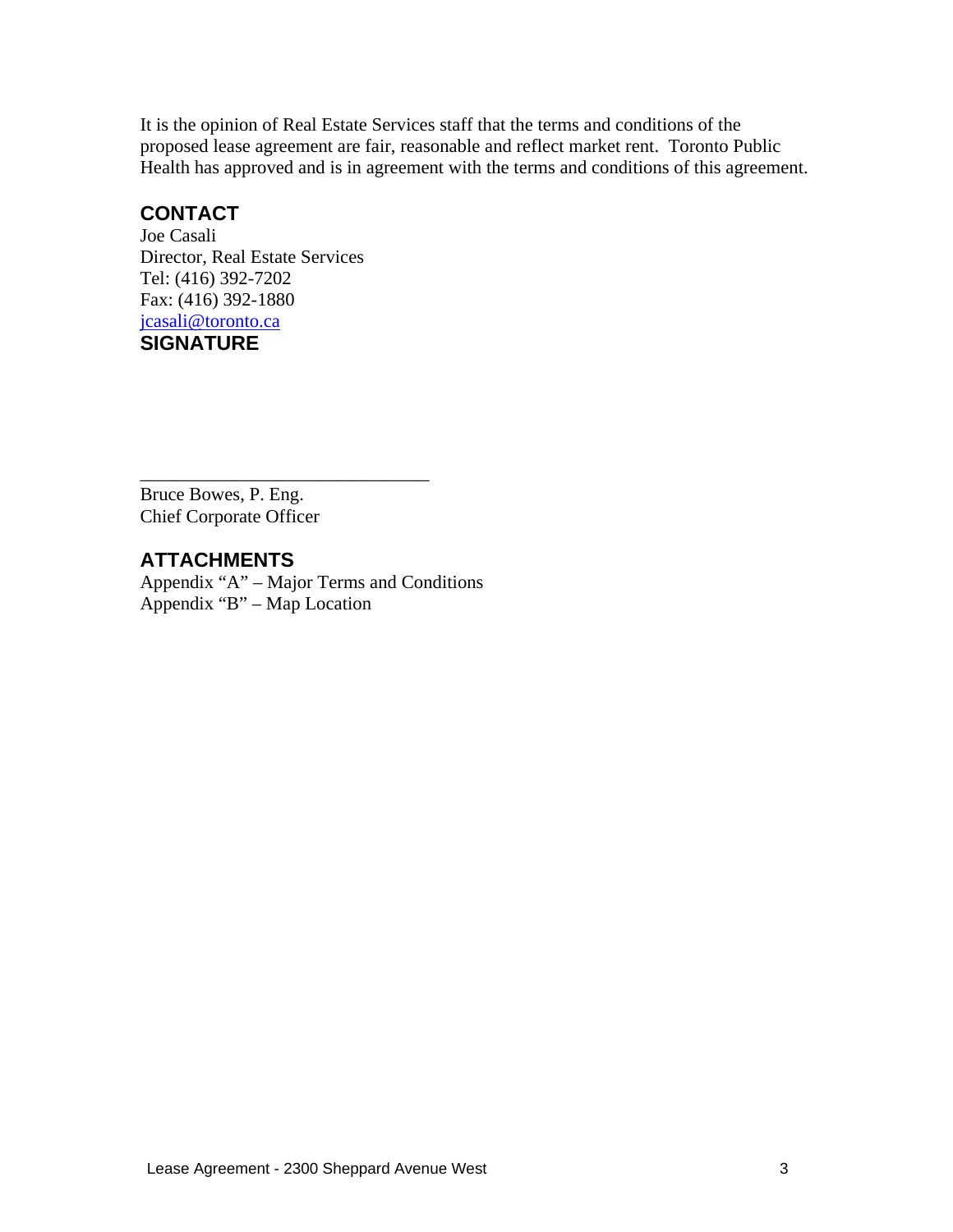It is the opinion of Real Estate Services staff that the terms and conditions of the proposed lease agreement are fair, reasonable and reflect market rent. Toronto Public Health has approved and is in agreement with the terms and conditions of this agreement.

## CONTACT

Joe Casali
Director, Real Estate Services
Tel: (416) 392-7202
Fax: (416) 392-1880
jcasali@toronto.ca

## SIGNATURE

_______________________________

Bruce Bowes, P. Eng.
Chief Corporate Officer

## ATTACHMENTS

Appendix "A" – Major Terms and Conditions
Appendix "B" – Map Location